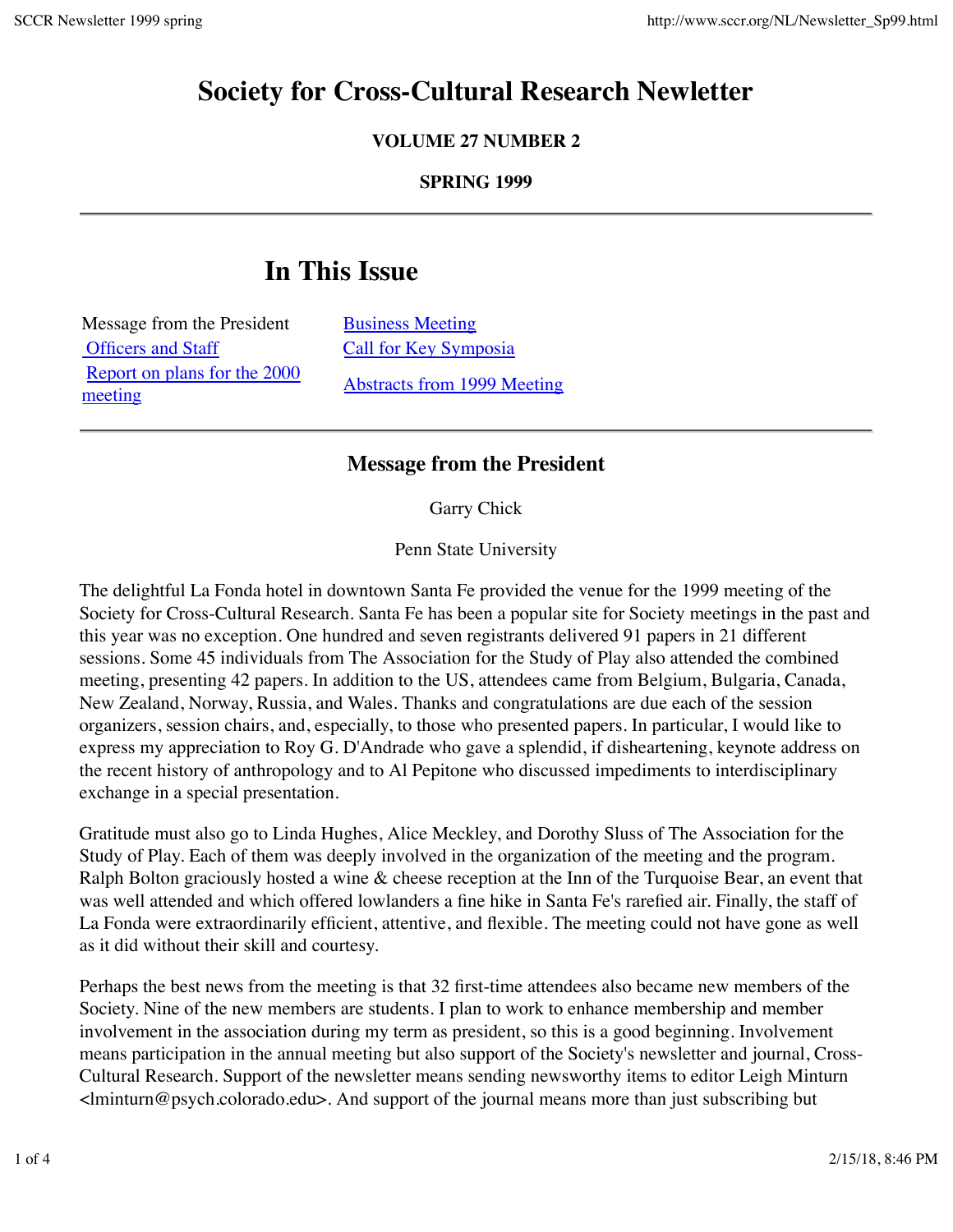# Society for Cross-Cultural Research Newsletter

**VOLUME 27 NUMBER 2**

**SPRING 1999**

---

## In This Issue

| | |
|---|---|
| Message from the President | Business Meeting |
| Officers and Staff | Call for Key Symposia |
| Report on plans for the 2000 meeting | Abstracts from 1999 Meeting |

---

### Message from the President

Garry Chick

Penn State University

The delightful La Fonda hotel in downtown Santa Fe provided the venue for the 1999 meeting of the Society for Cross-Cultural Research. Santa Fe has been a popular site for Society meetings in the past and this year was no exception. One hundred and seven registrants delivered 91 papers in 21 different sessions. Some 45 individuals from The Association for the Study of Play also attended the combined meeting, presenting 42 papers. In addition to the US, attendees came from Belgium, Bulgaria, Canada, New Zealand, Norway, Russia, and Wales. Thanks and congratulations are due each of the session organizers, session chairs, and, especially, to those who presented papers. In particular, I would like to express my appreciation to Roy G. D'Andrade who gave a splendid, if disheartening, keynote address on the recent history of anthropology and to Al Pepitone who discussed impediments to interdisciplinary exchange in a special presentation.

Gratitude must also go to Linda Hughes, Alice Meckley, and Dorothy Sluss of The Association for the Study of Play. Each of them was deeply involved in the organization of the meeting and the program. Ralph Bolton graciously hosted a wine & cheese reception at the Inn of the Turquoise Bear, an event that was well attended and which offered lowlanders a fine hike in Santa Fe's rarefied air. Finally, the staff of La Fonda were extraordinarily efficient, attentive, and flexible. The meeting could not have gone as well as it did without their skill and courtesy.

Perhaps the best news from the meeting is that 32 first-time attendees also became new members of the Society. Nine of the new members are students. I plan to work to enhance membership and member involvement in the association during my term as president, so this is a good beginning. Involvement means participation in the annual meeting but also support of the Society's newsletter and journal, Cross-Cultural Research. Support of the newsletter means sending newsworthy items to editor Leigh Minturn <lminturn@psych.colorado.edu>. And support of the journal means more than just subscribing but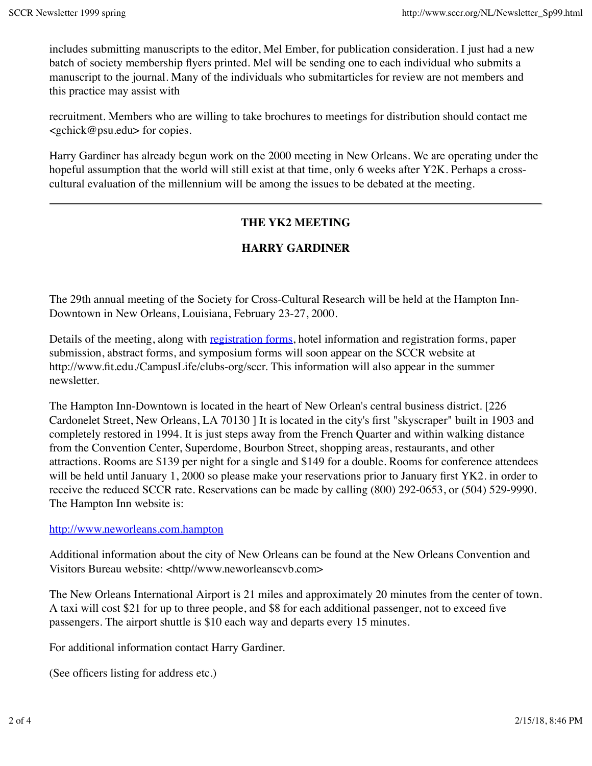includes submitting manuscripts to the editor, Mel Ember, for publication consideration. I just had a new batch of society membership flyers printed. Mel will be sending one to each individual who submits a manuscript to the journal. Many of the individuals who submitarticles for review are not members and this practice may assist with

recruitment. Members who are willing to take brochures to meetings for distribution should contact me <gchick@psu.edu> for copies.

Harry Gardiner has already begun work on the 2000 meeting in New Orleans. We are operating under the hopeful assumption that the world will still exist at that time, only 6 weeks after Y2K. Perhaps a cross-cultural evaluation of the millennium will be among the issues to be debated at the meeting.

---

## THE YK2 MEETING

## HARRY GARDINER

The 29th annual meeting of the Society for Cross-Cultural Research will be held at the Hampton Inn-Downtown in New Orleans, Louisiana, February 23-27, 2000.

Details of the meeting, along with [registration forms](), hotel information and registration forms, paper submission, abstract forms, and symposium forms will soon appear on the SCCR website at http://www.fit.edu./CampusLife/clubs-org/sccr. This information will also appear in the summer newsletter.

The Hampton Inn-Downtown is located in the heart of New Orlean's central business district. [226 Cardonelet Street, New Orleans, LA 70130 ] It is located in the city's first "skyscraper" built in 1903 and completely restored in 1994. It is just steps away from the French Quarter and within walking distance from the Convention Center, Superdome, Bourbon Street, shopping areas, restaurants, and other attractions. Rooms are $139 per night for a single and $149 for a double. Rooms for conference attendees will be held until January 1, 2000 so please make your reservations prior to January first YK2. in order to receive the reduced SCCR rate. Reservations can be made by calling (800) 292-0653, or (504) 529-9990. The Hampton Inn website is:

[http://www.neworleans.com.hampton](http://www.neworleans.com.hampton)

Additional information about the city of New Orleans can be found at the New Orleans Convention and Visitors Bureau website: <http//www.neworleanscvb.com>

The New Orleans International Airport is 21 miles and approximately 20 minutes from the center of town. A taxi will cost $21 for up to three people, and $8 for each additional passenger, not to exceed five passengers. The airport shuttle is $10 each way and departs every 15 minutes.

For additional information contact Harry Gardiner.

(See officers listing for address etc.)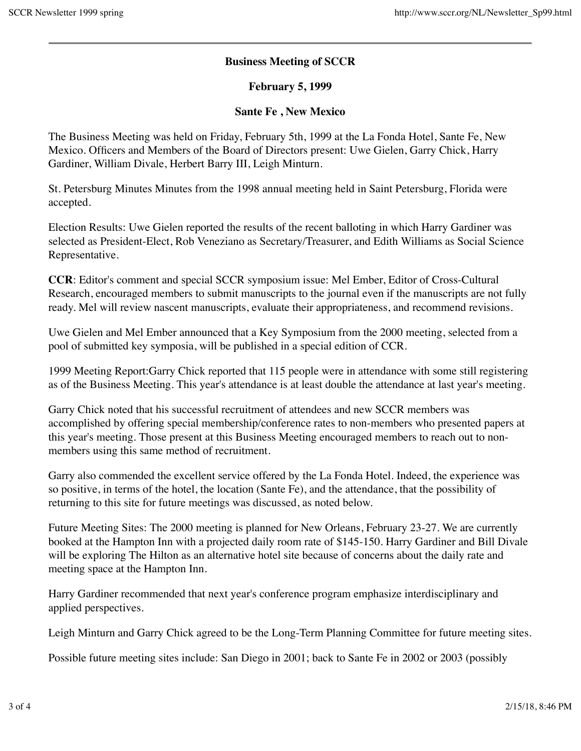**Business Meeting of SCCR**

**February 5, 1999**

**Sante Fe , New Mexico**

The Business Meeting was held on Friday, February 5th, 1999 at the La Fonda Hotel, Sante Fe, New Mexico. Officers and Members of the Board of Directors present: Uwe Gielen, Garry Chick, Harry Gardiner, William Divale, Herbert Barry III, Leigh Minturn.

St. Petersburg Minutes Minutes from the 1998 annual meeting held in Saint Petersburg, Florida were accepted.

Election Results: Uwe Gielen reported the results of the recent balloting in which Harry Gardiner was selected as President-Elect, Rob Veneziano as Secretary/Treasurer, and Edith Williams as Social Science Representative.

**CCR**: Editor's comment and special SCCR symposium issue: Mel Ember, Editor of Cross-Cultural Research, encouraged members to submit manuscripts to the journal even if the manuscripts are not fully ready. Mel will review nascent manuscripts, evaluate their appropriateness, and recommend revisions.

Uwe Gielen and Mel Ember announced that a Key Symposium from the 2000 meeting, selected from a pool of submitted key symposia, will be published in a special edition of CCR.

1999 Meeting Report:Garry Chick reported that 115 people were in attendance with some still registering as of the Business Meeting. This year's attendance is at least double the attendance at last year's meeting.

Garry Chick noted that his successful recruitment of attendees and new SCCR members was accomplished by offering special membership/conference rates to non-members who presented papers at this year's meeting. Those present at this Business Meeting encouraged members to reach out to non-members using this same method of recruitment.

Garry also commended the excellent service offered by the La Fonda Hotel. Indeed, the experience was so positive, in terms of the hotel, the location (Sante Fe), and the attendance, that the possibility of returning to this site for future meetings was discussed, as noted below.

Future Meeting Sites: The 2000 meeting is planned for New Orleans, February 23-27. We are currently booked at the Hampton Inn with a projected daily room rate of $145-150. Harry Gardiner and Bill Divale will be exploring The Hilton as an alternative hotel site because of concerns about the daily rate and meeting space at the Hampton Inn.

Harry Gardiner recommended that next year's conference program emphasize interdisciplinary and applied perspectives.

Leigh Minturn and Garry Chick agreed to be the Long-Term Planning Committee for future meeting sites.

Possible future meeting sites include: San Diego in 2001; back to Sante Fe in 2002 or 2003 (possibly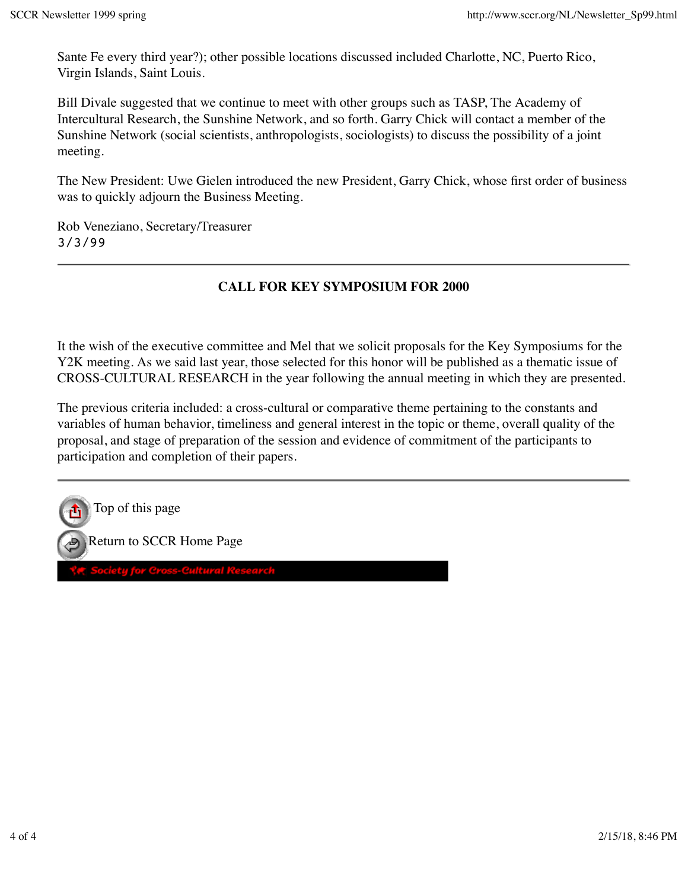Sante Fe every third year?); other possible locations discussed included Charlotte, NC, Puerto Rico, Virgin Islands, Saint Louis.

Bill Divale suggested that we continue to meet with other groups such as TASP, The Academy of Intercultural Research, the Sunshine Network, and so forth. Garry Chick will contact a member of the Sunshine Network (social scientists, anthropologists, sociologists) to discuss the possibility of a joint meeting.

The New President: Uwe Gielen introduced the new President, Garry Chick, whose first order of business was to quickly adjourn the Business Meeting.

Rob Veneziano, Secretary/Treasurer
3/3/99

---

## CALL FOR KEY SYMPOSIUM FOR 2000

It the wish of the executive committee and Mel that we solicit proposals for the Key Symposiums for the Y2K meeting. As we said last year, those selected for this honor will be published as a thematic issue of CROSS-CULTURAL RESEARCH in the year following the annual meeting in which they are presented.

The previous criteria included: a cross-cultural or comparative theme pertaining to the constants and variables of human behavior, timeliness and general interest in the topic or theme, overall quality of the proposal, and stage of preparation of the session and evidence of commitment of the participants to participation and completion of their papers.

---

Top of this page

Return to SCCR Home Page

Society for Cross-Cultural Research